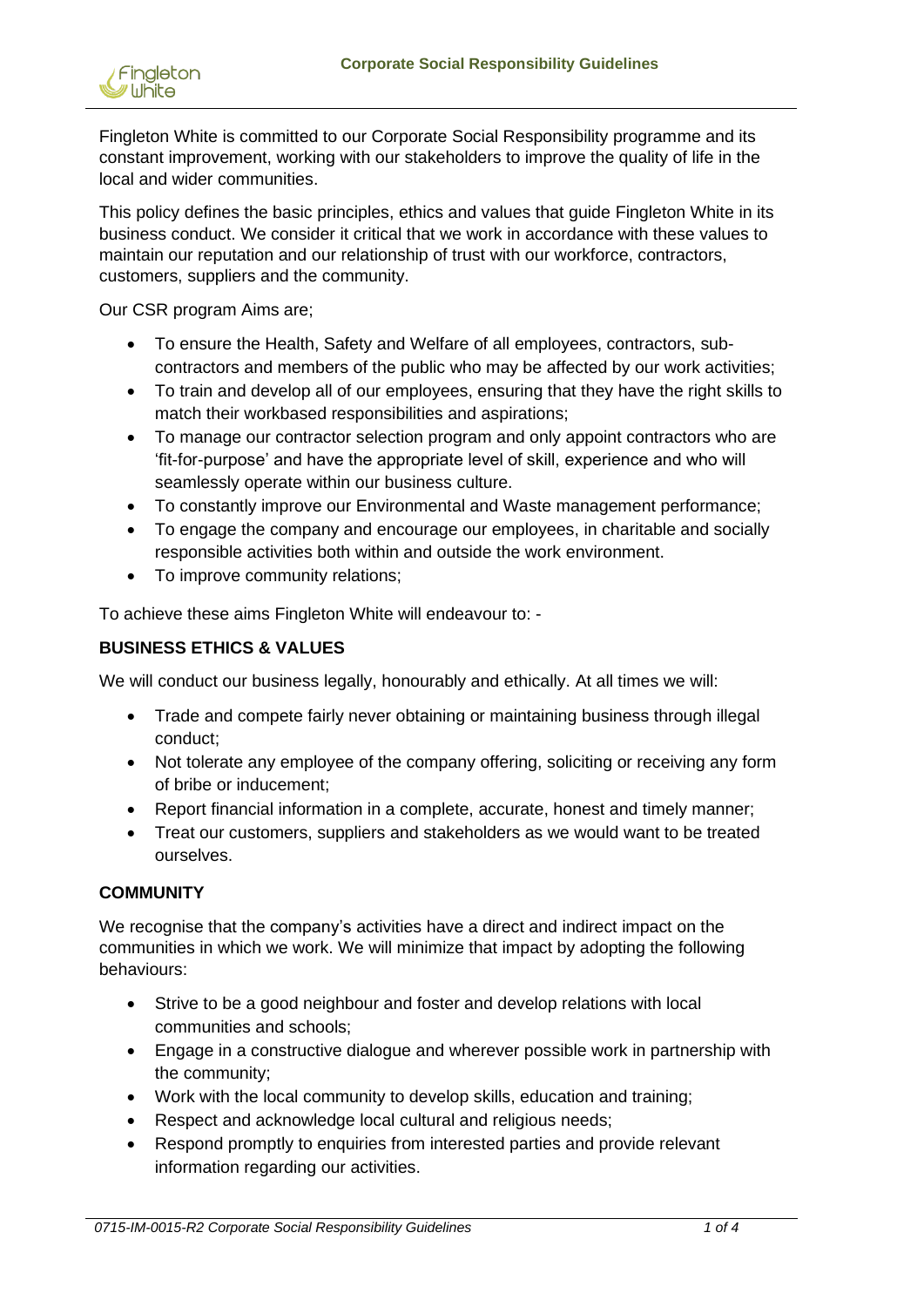Fingleton White is committed to our Corporate Social Responsibility programme and its constant improvement, working with our stakeholders to improve the quality of life in the local and wider communities.

This policy defines the basic principles, ethics and values that guide Fingleton White in its business conduct. We consider it critical that we work in accordance with these values to maintain our reputation and our relationship of trust with our workforce, contractors, customers, suppliers and the community.

Our CSR program Aims are;

- To ensure the Health, Safety and Welfare of all employees, contractors, sub-contractors and members of the public who may be affected by our work activities;
- To train and develop all of our employees, ensuring that they have the right skills to match their workbased responsibilities and aspirations;
- To manage our contractor selection program and only appoint contractors who are 'fit-for-purpose' and have the appropriate level of skill, experience and who will seamlessly operate within our business culture.
- To constantly improve our Environmental and Waste management performance;
- To engage the company and encourage our employees, in charitable and socially responsible activities both within and outside the work environment.
- To improve community relations;

To achieve these aims Fingleton White will endeavour to: -

**BUSINESS ETHICS & VALUES**

We will conduct our business legally, honourably and ethically. At all times we will:

- Trade and compete fairly never obtaining or maintaining business through illegal conduct;
- Not tolerate any employee of the company offering, soliciting or receiving any form of bribe or inducement;
- Report financial information in a complete, accurate, honest and timely manner;
- Treat our customers, suppliers and stakeholders as we would want to be treated ourselves.

**COMMUNITY**

We recognise that the company's activities have a direct and indirect impact on the communities in which we work. We will minimize that impact by adopting the following behaviours:

- Strive to be a good neighbour and foster and develop relations with local communities and schools;
- Engage in a constructive dialogue and wherever possible work in partnership with the community;
- Work with the local community to develop skills, education and training;
- Respect and acknowledge local cultural and religious needs;
- Respond promptly to enquiries from interested parties and provide relevant information regarding our activities.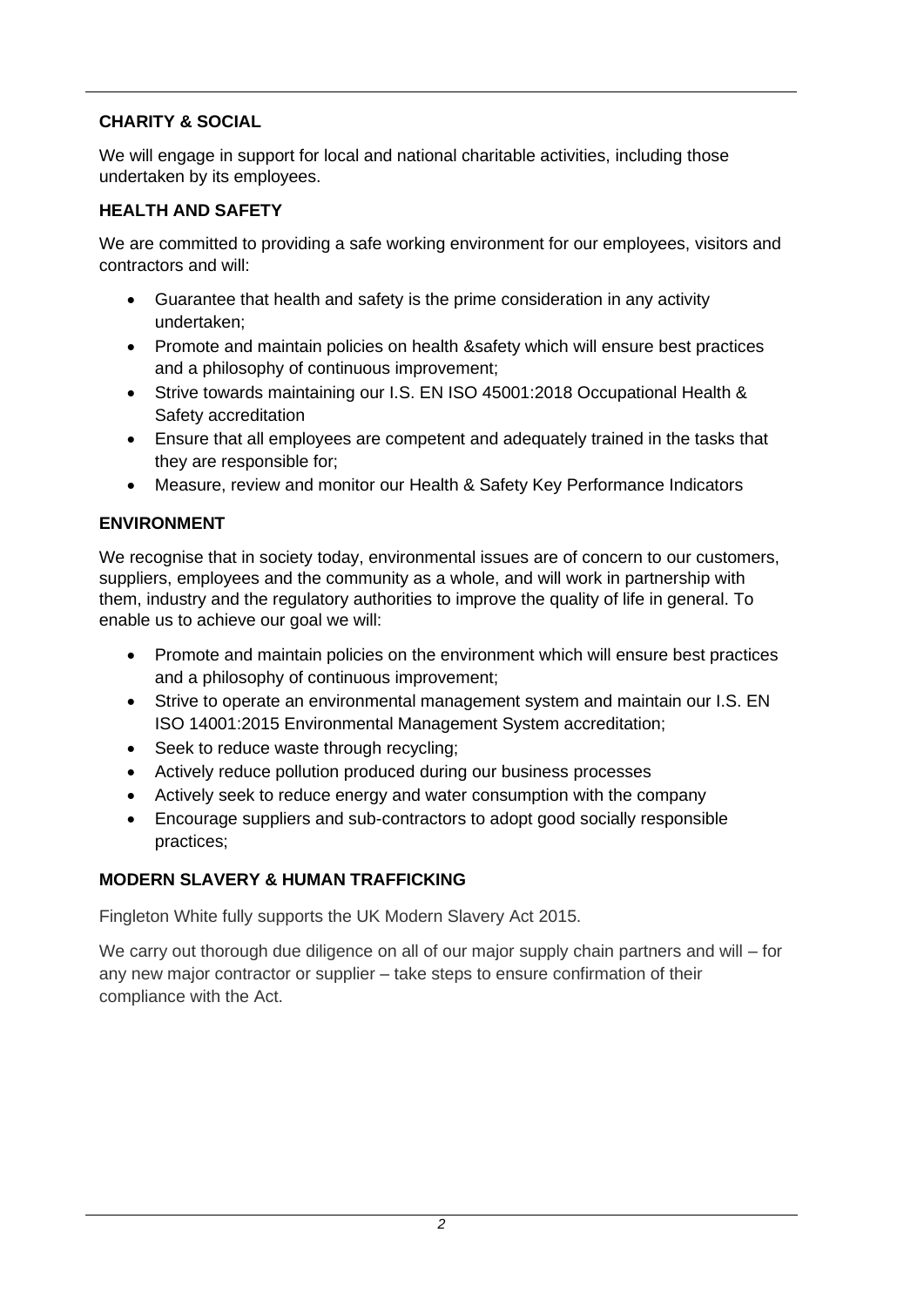## CHARITY & SOCIAL

We will engage in support for local and national charitable activities, including those undertaken by its employees.

## HEALTH AND SAFETY

We are committed to providing a safe working environment for our employees, visitors and contractors and will:

- Guarantee that health and safety is the prime consideration in any activity undertaken;
- Promote and maintain policies on health &safety which will ensure best practices and a philosophy of continuous improvement;
- Strive towards maintaining our I.S. EN ISO 45001:2018 Occupational Health & Safety accreditation
- Ensure that all employees are competent and adequately trained in the tasks that they are responsible for;
- Measure, review and monitor our Health & Safety Key Performance Indicators

## ENVIRONMENT

We recognise that in society today, environmental issues are of concern to our customers, suppliers, employees and the community as a whole, and will work in partnership with them, industry and the regulatory authorities to improve the quality of life in general. To enable us to achieve our goal we will:

- Promote and maintain policies on the environment which will ensure best practices and a philosophy of continuous improvement;
- Strive to operate an environmental management system and maintain our I.S. EN ISO 14001:2015 Environmental Management System accreditation;
- Seek to reduce waste through recycling;
- Actively reduce pollution produced during our business processes
- Actively seek to reduce energy and water consumption with the company
- Encourage suppliers and sub-contractors to adopt good socially responsible practices;

## MODERN SLAVERY & HUMAN TRAFFICKING

Fingleton White fully supports the UK Modern Slavery Act 2015.

We carry out thorough due diligence on all of our major supply chain partners and will – for any new major contractor or supplier – take steps to ensure confirmation of their compliance with the Act.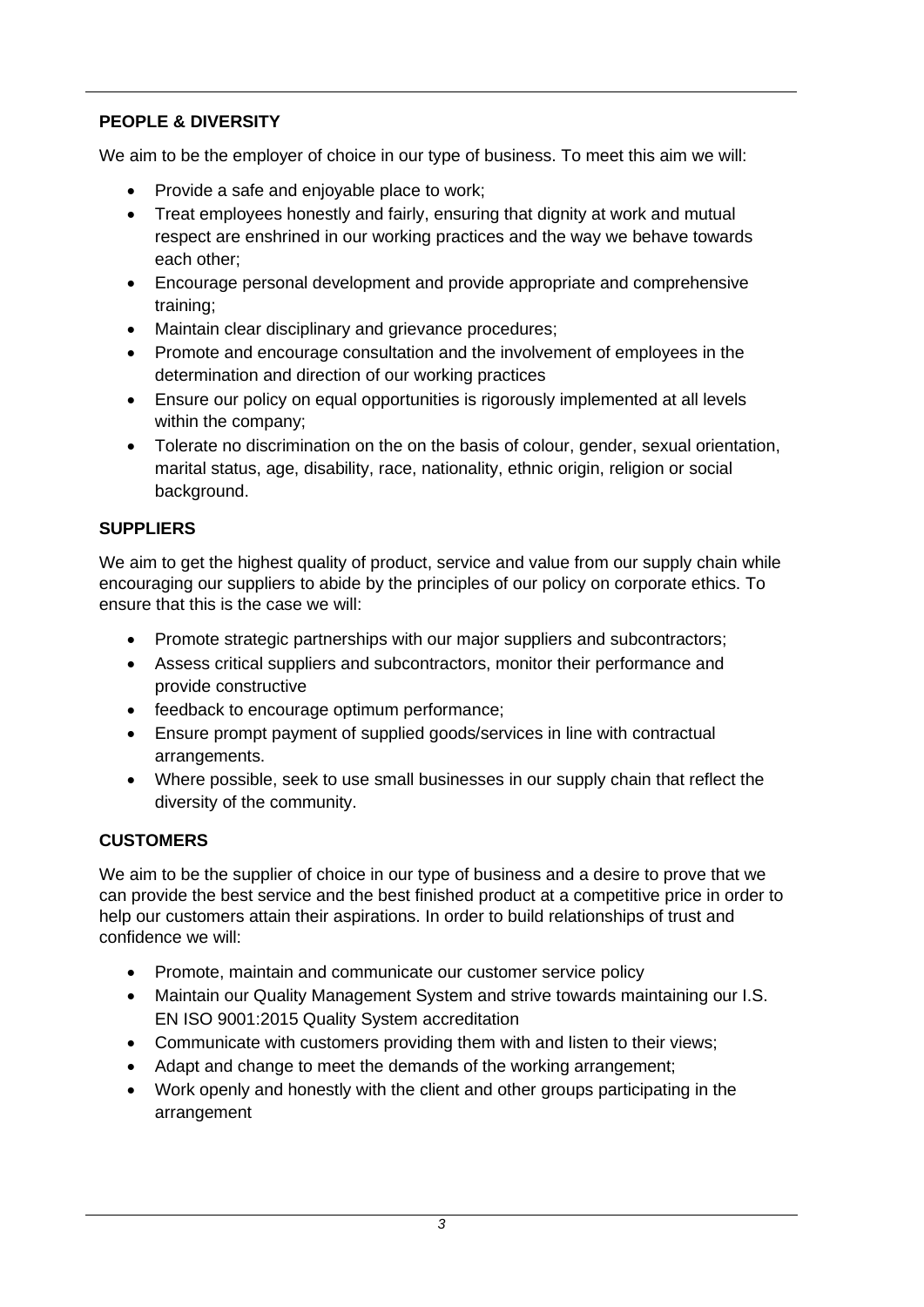## PEOPLE & DIVERSITY

We aim to be the employer of choice in our type of business. To meet this aim we will:

- Provide a safe and enjoyable place to work;
- Treat employees honestly and fairly, ensuring that dignity at work and mutual respect are enshrined in our working practices and the way we behave towards each other;
- Encourage personal development and provide appropriate and comprehensive training;
- Maintain clear disciplinary and grievance procedures;
- Promote and encourage consultation and the involvement of employees in the determination and direction of our working practices
- Ensure our policy on equal opportunities is rigorously implemented at all levels within the company;
- Tolerate no discrimination on the on the basis of colour, gender, sexual orientation, marital status, age, disability, race, nationality, ethnic origin, religion or social background.

## SUPPLIERS

We aim to get the highest quality of product, service and value from our supply chain while encouraging our suppliers to abide by the principles of our policy on corporate ethics. To ensure that this is the case we will:

- Promote strategic partnerships with our major suppliers and subcontractors;
- Assess critical suppliers and subcontractors, monitor their performance and provide constructive
- feedback to encourage optimum performance;
- Ensure prompt payment of supplied goods/services in line with contractual arrangements.
- Where possible, seek to use small businesses in our supply chain that reflect the diversity of the community.

## CUSTOMERS

We aim to be the supplier of choice in our type of business and a desire to prove that we can provide the best service and the best finished product at a competitive price in order to help our customers attain their aspirations. In order to build relationships of trust and confidence we will:

- Promote, maintain and communicate our customer service policy
- Maintain our Quality Management System and strive towards maintaining our I.S. EN ISO 9001:2015 Quality System accreditation
- Communicate with customers providing them with and listen to their views;
- Adapt and change to meet the demands of the working arrangement;
- Work openly and honestly with the client and other groups participating in the arrangement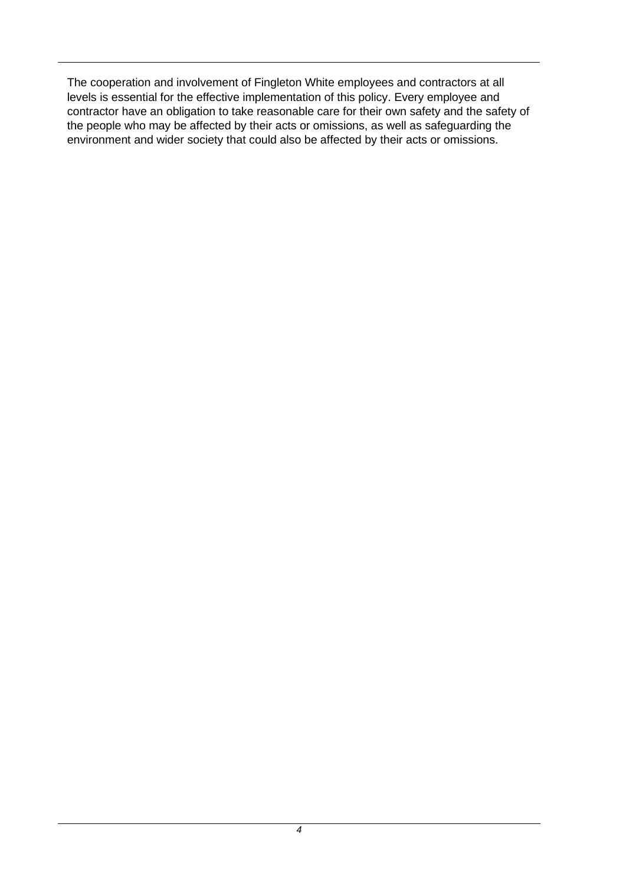The cooperation and involvement of Fingleton White employees and contractors at all levels is essential for the effective implementation of this policy. Every employee and contractor have an obligation to take reasonable care for their own safety and the safety of the people who may be affected by their acts or omissions, as well as safeguarding the environment and wider society that could also be affected by their acts or omissions.